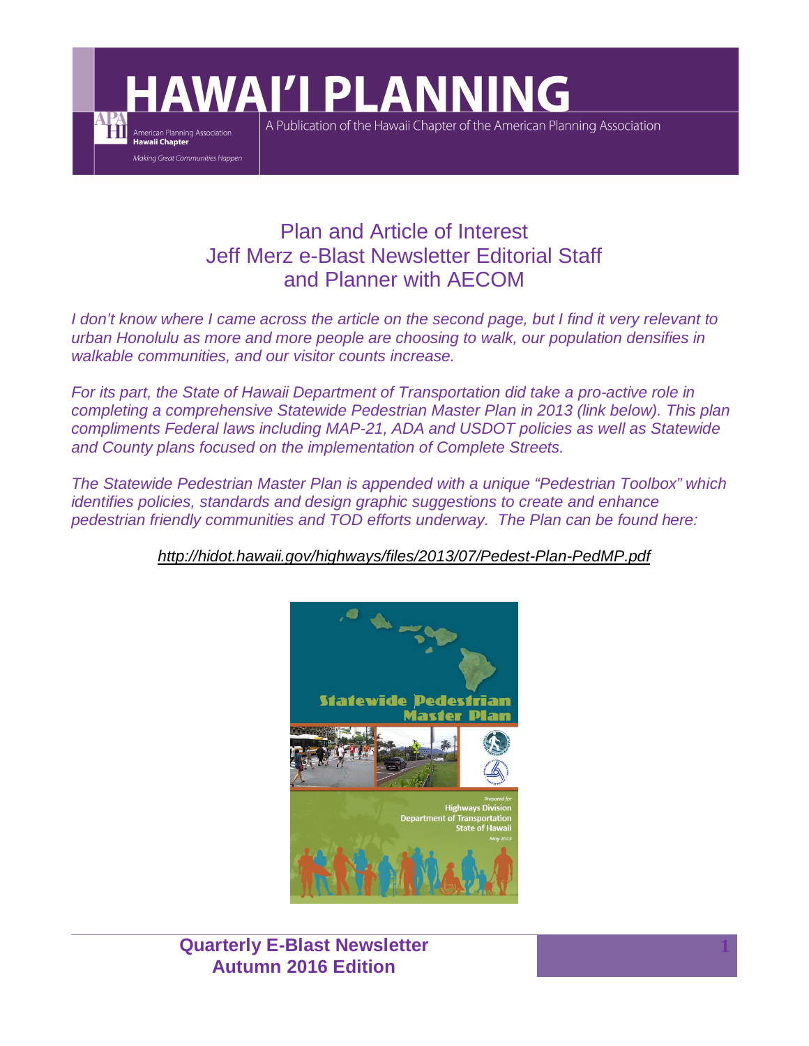# HAWAI'I PLANNING

A Publication of the Hawaii Chapter of the American Planning Association

American Planning Association
**Hawaii Chapter**
*Making Great Communities Happen*

## Plan and Article of Interest
## Jeff Merz e-Blast Newsletter Editorial Staff and Planner with AECOM

*I don't know where I came across the article on the second page, but I find it very relevant to urban Honolulu as more and more people are choosing to walk, our population densifies in walkable communities, and our visitor counts increase.*

*For its part, the State of Hawaii Department of Transportation did take a pro-active role in completing a comprehensive Statewide Pedestrian Master Plan in 2013 (link below). This plan compliments Federal laws including MAP-21, ADA and USDOT policies as well as Statewide and County plans focused on the implementation of Complete Streets.*

*The Statewide Pedestrian Master Plan is appended with a unique "Pedestrian Toolbox" which identifies policies, standards and design graphic suggestions to create and enhance pedestrian friendly communities and TOD efforts underway. The Plan can be found here:*

*http://hidot.hawaii.gov/highways/files/2013/07/Pedest-Plan-PedMP.pdf*

Statewide Pedestrian Master Plan

*Prepared for*
Highways Division
Department of Transportation
State of Hawaii
*May 2013*

**Quarterly E-Blast Newsletter**
**Autumn 2016 Edition**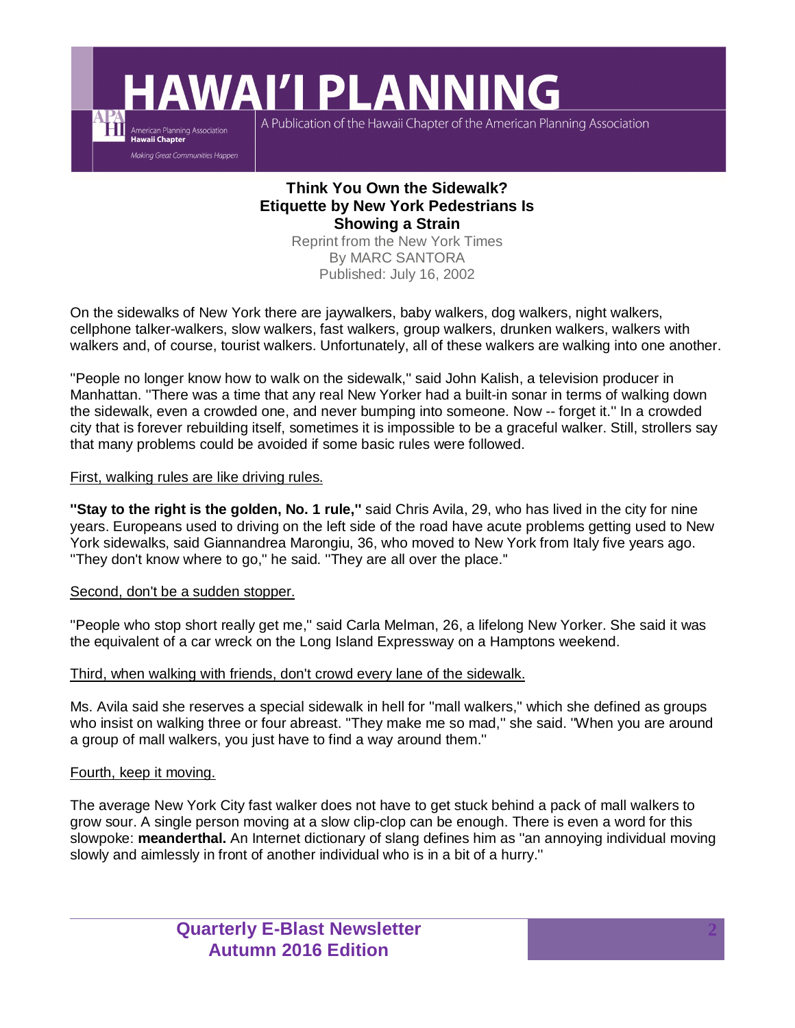# Think You Own the Sidewalk? Etiquette by New York Pedestrians Is Showing a Strain

Reprint from the New York Times
By MARC SANTORA
Published: July 16, 2002

On the sidewalks of New York there are jaywalkers, baby walkers, dog walkers, night walkers, cellphone talker-walkers, slow walkers, fast walkers, group walkers, drunken walkers, walkers with walkers and, of course, tourist walkers. Unfortunately, all of these walkers are walking into one another.

''People no longer know how to walk on the sidewalk,'' said John Kalish, a television producer in Manhattan. ''There was a time that any real New Yorker had a built-in sonar in terms of walking down the sidewalk, even a crowded one, and never bumping into someone. Now -- forget it.'' In a crowded city that is forever rebuilding itself, sometimes it is impossible to be a graceful walker. Still, strollers say that many problems could be avoided if some basic rules were followed.

<u>First, walking rules are like driving rules.</u>

**''Stay to the right is the golden, No. 1 rule,''** said Chris Avila, 29, who has lived in the city for nine years. Europeans used to driving on the left side of the road have acute problems getting used to New York sidewalks, said Giannandrea Marongiu, 36, who moved to New York from Italy five years ago. ''They don't know where to go,'' he said. ''They are all over the place.''

<u>Second, don't be a sudden stopper.</u>

''People who stop short really get me,'' said Carla Melman, 26, a lifelong New Yorker. She said it was the equivalent of a car wreck on the Long Island Expressway on a Hamptons weekend.

<u>Third, when walking with friends, don't crowd every lane of the sidewalk.</u>

Ms. Avila said she reserves a special sidewalk in hell for ''mall walkers,'' which she defined as groups who insist on walking three or four abreast. ''They make me so mad,'' she said. ''When you are around a group of mall walkers, you just have to find a way around them.''

<u>Fourth, keep it moving.</u>

The average New York City fast walker does not have to get stuck behind a pack of mall walkers to grow sour. A single person moving at a slow clip-clop can be enough. There is even a word for this slowpoke: **meanderthal.** An Internet dictionary of slang defines him as ''an annoying individual moving slowly and aimlessly in front of another individual who is in a bit of a hurry.''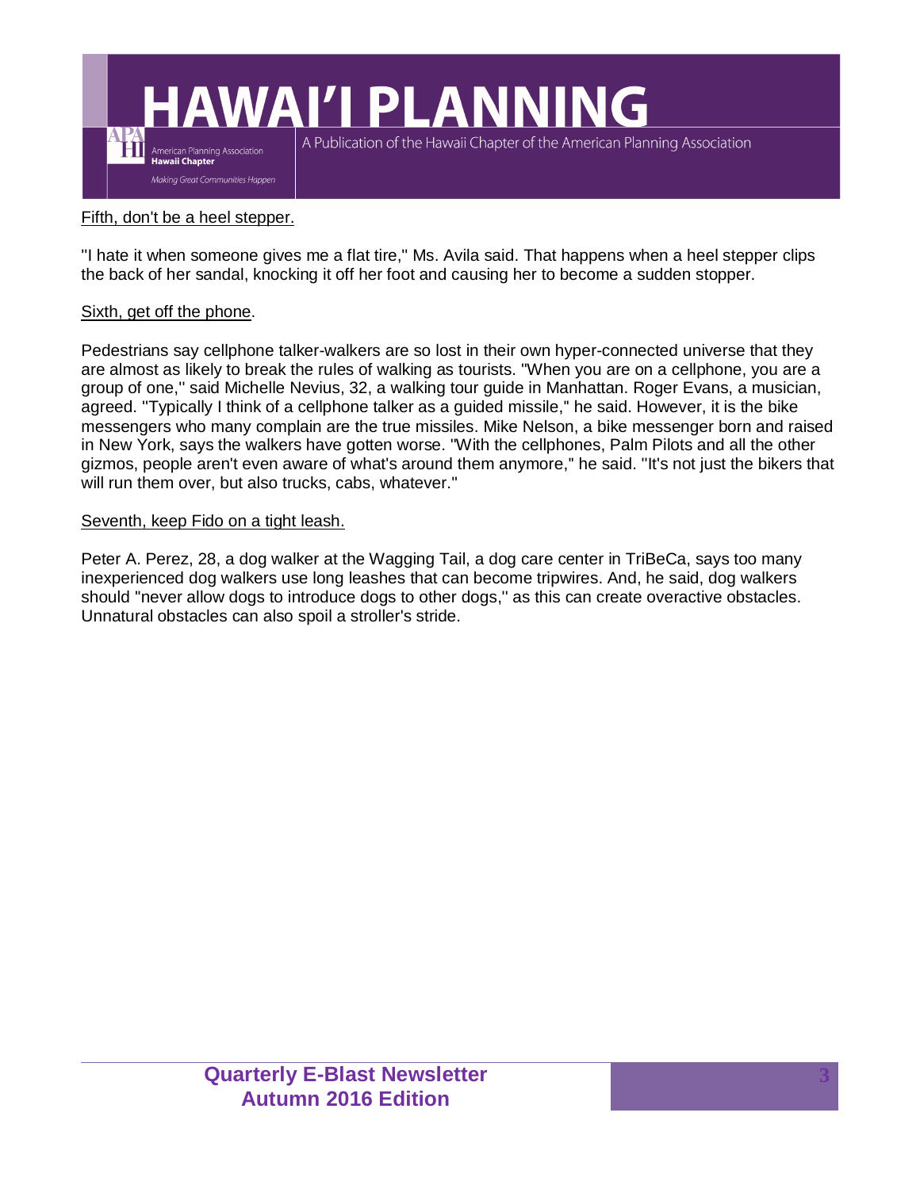<u>Fifth, don't be a heel stepper.</u>

''I hate it when someone gives me a flat tire,'' Ms. Avila said. That happens when a heel stepper clips the back of her sandal, knocking it off her foot and causing her to become a sudden stopper.

<u>Sixth, get off the phone</u>.

Pedestrians say cellphone talker-walkers are so lost in their own hyper-connected universe that they are almost as likely to break the rules of walking as tourists. "When you are on a cellphone, you are a group of one,'' said Michelle Nevius, 32, a walking tour guide in Manhattan. Roger Evans, a musician, agreed. ''Typically I think of a cellphone talker as a guided missile," he said. However, it is the bike messengers who many complain are the true missiles. Mike Nelson, a bike messenger born and raised in New York, says the walkers have gotten worse. "With the cellphones, Palm Pilots and all the other gizmos, people aren't even aware of what's around them anymore," he said. "It's not just the bikers that will run them over, but also trucks, cabs, whatever."

<u>Seventh, keep Fido on a tight leash.</u>

Peter A. Perez, 28, a dog walker at the Wagging Tail, a dog care center in TriBeCa, says too many inexperienced dog walkers use long leashes that can become tripwires. And, he said, dog walkers should "never allow dogs to introduce dogs to other dogs,'' as this can create overactive obstacles. Unnatural obstacles can also spoil a stroller's stride.